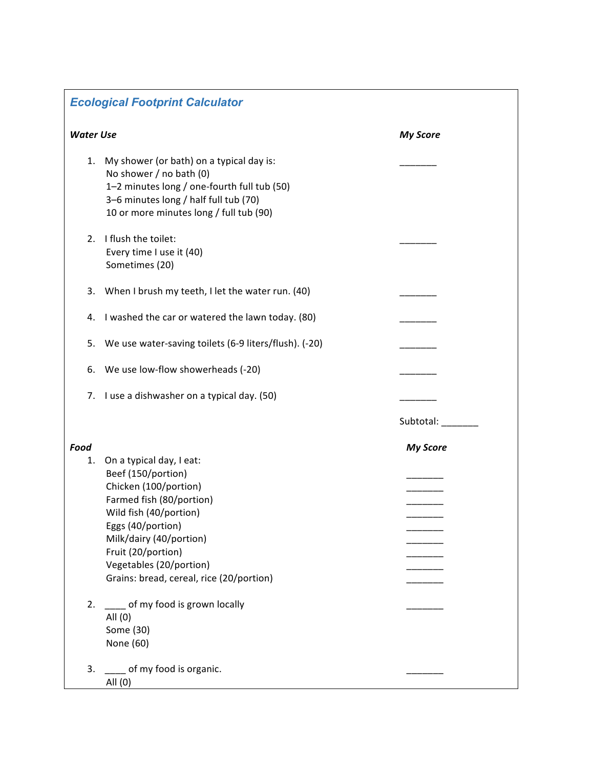## *Ecological Footprint Calculator*

***Water Use*** | ***My Score***

1. My shower (or bath) on a typical day is: _______
   No shower / no bath (0)
   1–2 minutes long / one-fourth full tub (50)
   3–6 minutes long / half full tub (70)
   10 or more minutes long / full tub (90)

2. I flush the toilet: _______
   Every time I use it (40)
   Sometimes (20)

3. When I brush my teeth, I let the water run. (40) _______

4. I washed the car or watered the lawn today. (80) _______

5. We use water-saving toilets (6-9 liters/flush). (-20) _______

6. We use low-flow showerheads (-20) _______

7. I use a dishwasher on a typical day. (50) _______

Subtotal: _______

***Food*** | ***My Score***

1. On a typical day, I eat:
   Beef (150/portion) _______
   Chicken (100/portion) _______
   Farmed fish (80/portion) _______
   Wild fish (40/portion) _______
   Eggs (40/portion) _______
   Milk/dairy (40/portion) _______
   Fruit (20/portion) _______
   Vegetables (20/portion) _______
   Grains: bread, cereal, rice (20/portion) _______

2. ____ of my food is grown locally _______
   All (0)
   Some (30)
   None (60)

3. ____ of my food is organic. _______
   All (0)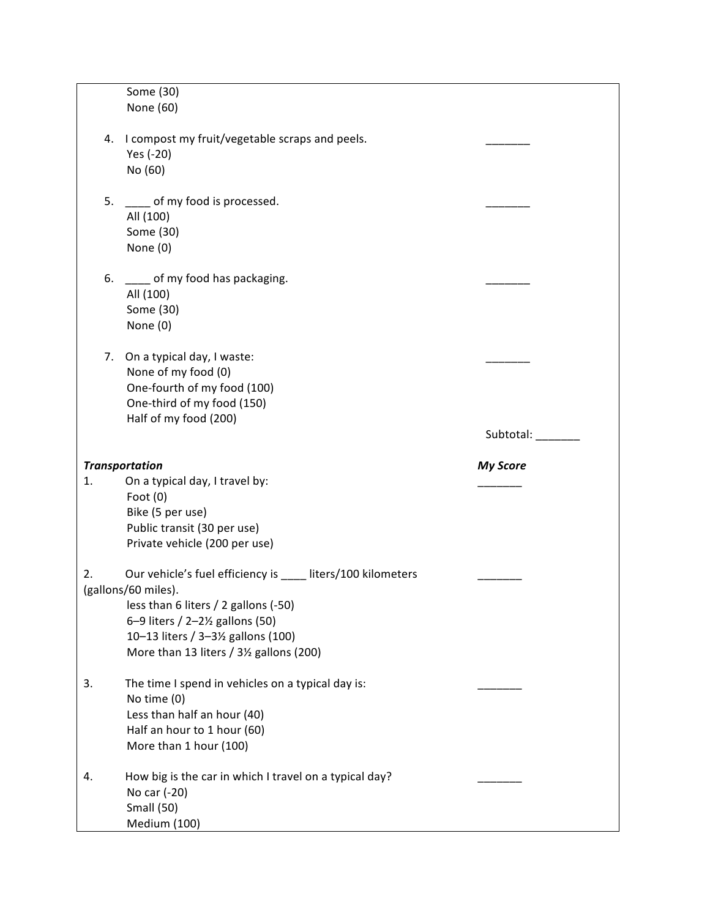Some (30)
None (60)

4. I compost my fruit/vegetable scraps and peels. _______
   Yes (-20)
   No (60)

5. ____ of my food is processed. _______
   All (100)
   Some (30)
   None (0)

6. ____ of my food has packaging. _______
   All (100)
   Some (30)
   None (0)

7. On a typical day, I waste: _______
   None of my food (0)
   One-fourth of my food (100)
   One-third of my food (150)
   Half of my food (200)

Subtotal: _______

***Transportation*** ***My Score***

1. On a typical day, I travel by: _______
   Foot (0)
   Bike (5 per use)
   Public transit (30 per use)
   Private vehicle (200 per use)

2. Our vehicle's fuel efficiency is ____ liters/100 kilometers (gallons/60 miles). _______
   less than 6 liters / 2 gallons (-50)
   6–9 liters / 2–2½ gallons (50)
   10–13 liters / 3–3½ gallons (100)
   More than 13 liters / 3½ gallons (200)

3. The time I spend in vehicles on a typical day is: _______
   No time (0)
   Less than half an hour (40)
   Half an hour to 1 hour (60)
   More than 1 hour (100)

4. How big is the car in which I travel on a typical day? _______
   No car (-20)
   Small (50)
   Medium (100)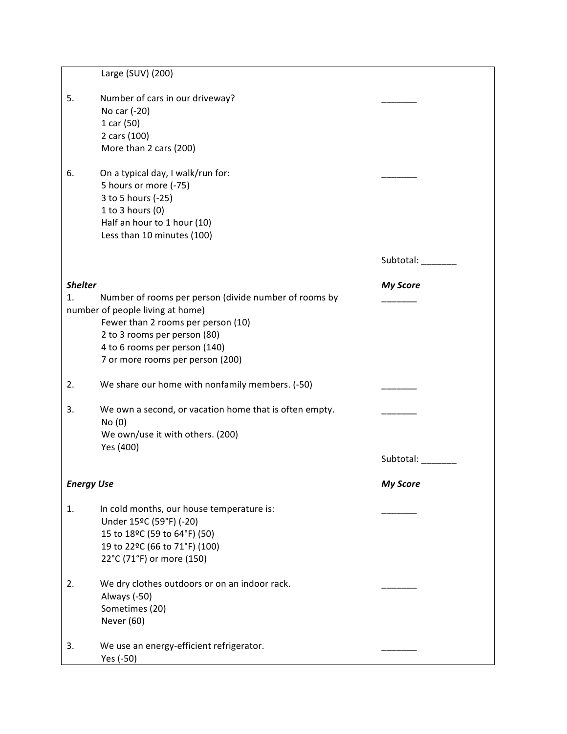Large (SUV) (200)

5. Number of cars in our driveway? _______
   No car (-20)
   1 car (50)
   2 cars (100)
   More than 2 cars (200)

6. On a typical day, I walk/run for: _______
   5 hours or more (-75)
   3 to 5 hours (-25)
   1 to 3 hours (0)
   Half an hour to 1 hour (10)
   Less than 10 minutes (100)

Subtotal: _______

***Shelter*** ***My Score***

1. Number of rooms per person (divide number of rooms by number of people living at home) _______
   Fewer than 2 rooms per person (10)
   2 to 3 rooms per person (80)
   4 to 6 rooms per person (140)
   7 or more rooms per person (200)

2. We share our home with nonfamily members. (-50) _______

3. We own a second, or vacation home that is often empty. _______
   No (0)
   We own/use it with others. (200)
   Yes (400)

Subtotal: _______

***Energy Use*** ***My Score***

1. In cold months, our house temperature is: _______
   Under 15ºC (59°F) (-20)
   15 to 18ºC (59 to 64°F) (50)
   19 to 22ºC (66 to 71°F) (100)
   22°C (71°F) or more (150)

2. We dry clothes outdoors or on an indoor rack. _______
   Always (-50)
   Sometimes (20)
   Never (60)

3. We use an energy-efficient refrigerator. _______
   Yes (-50)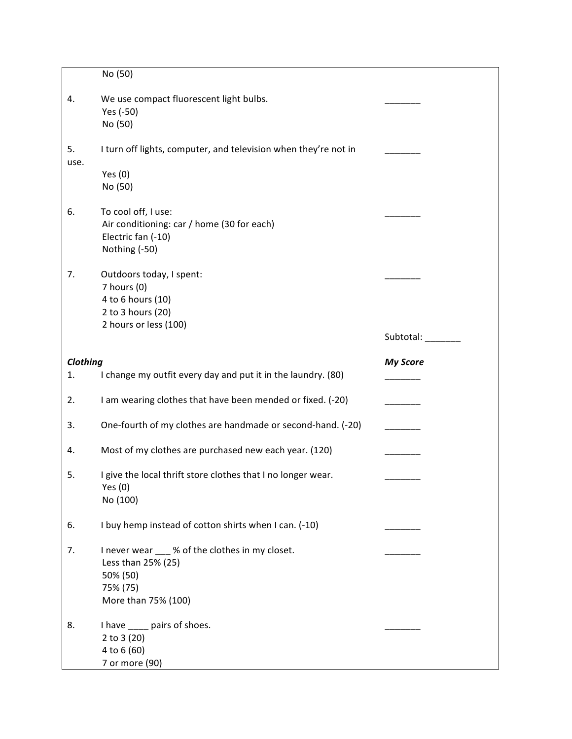No (50)

4. We use compact fluorescent light bulbs. _______
   Yes (-50)
   No (50)

5. I turn off lights, computer, and television when they're not in use. _______
   Yes (0)
   No (50)

6. To cool off, I use: _______
   Air conditioning: car / home (30 for each)
   Electric fan (-10)
   Nothing (-50)

7. Outdoors today, I spent: _______
   7 hours (0)
   4 to 6 hours (10)
   2 to 3 hours (20)
   2 hours or less (100)

Subtotal: _______

| *Clothing* | *My Score* |
|---|---|
| 1. I change my outfit every day and put it in the laundry. (80) | _______ |
| 2. I am wearing clothes that have been mended or fixed. (-20) | _______ |
| 3. One-fourth of my clothes are handmade or second-hand. (-20) | _______ |
| 4. Most of my clothes are purchased new each year. (120) | _______ |
| 5. I give the local thrift store clothes that I no longer wear.<br>Yes (0)<br>No (100) | _______ |
| 6. I buy hemp instead of cotton shirts when I can. (-10) | _______ |
| 7. I never wear ___ % of the clothes in my closet.<br>Less than 25% (25)<br>50% (50)<br>75% (75)<br>More than 75% (100) | _______ |
| 8. I have ____ pairs of shoes.<br>2 to 3 (20)<br>4 to 6 (60)<br>7 or more (90) | _______ |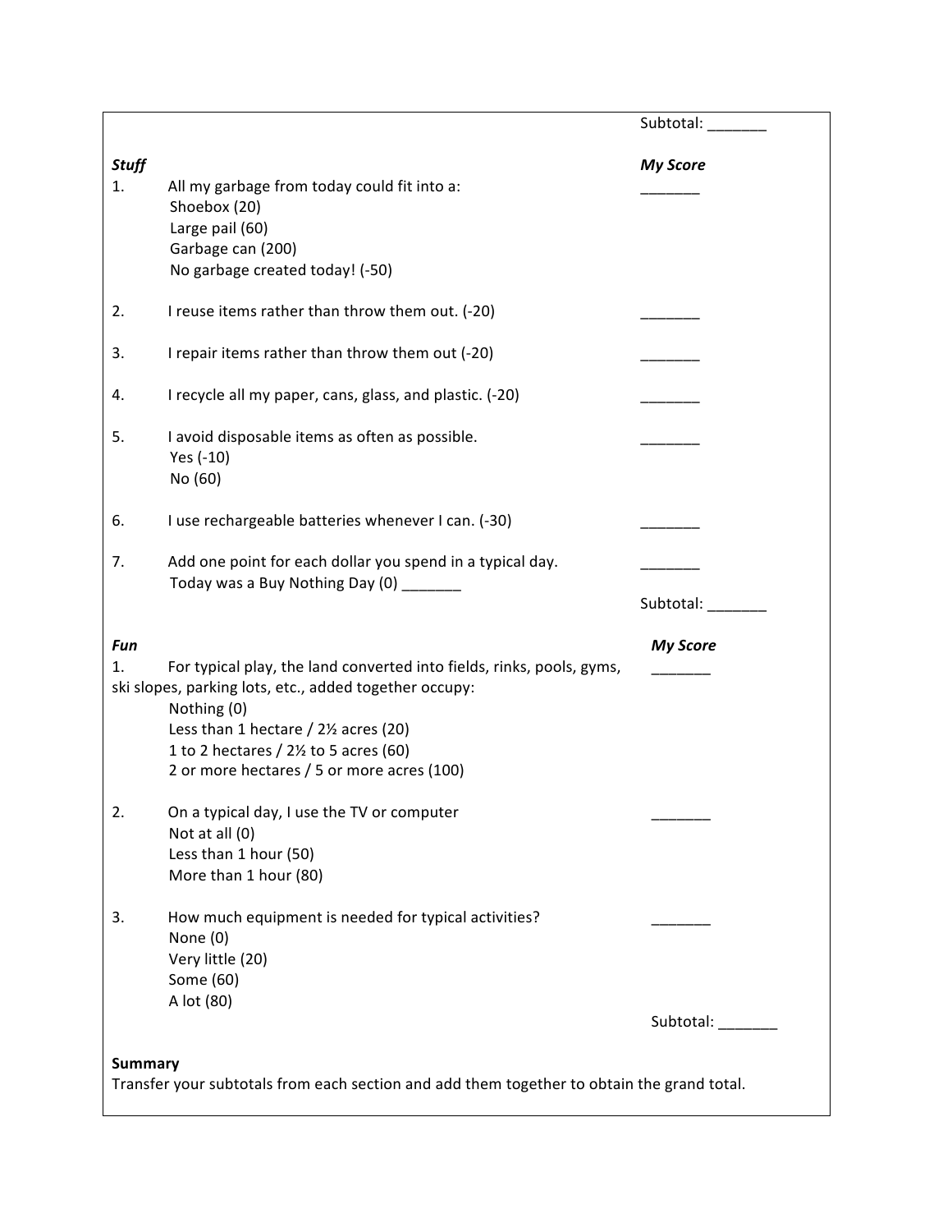Subtotal: _______

***Stuff*** | ***My Score***

1. All my garbage from today could fit into a: _______
   Shoebox (20)
   Large pail (60)
   Garbage can (200)
   No garbage created today! (-50)

2. I reuse items rather than throw them out. (-20) _______

3. I repair items rather than throw them out (-20) _______

4. I recycle all my paper, cans, glass, and plastic. (-20) _______

5. I avoid disposable items as often as possible. _______
   Yes (-10)
   No (60)

6. I use rechargeable batteries whenever I can. (-30) _______

7. Add one point for each dollar you spend in a typical day. _______
   Today was a Buy Nothing Day (0) _______

Subtotal: _______

***Fun*** | ***My Score***

1. For typical play, the land converted into fields, rinks, pools, gyms, ski slopes, parking lots, etc., added together occupy: _______
   Nothing (0)
   Less than 1 hectare / 2½ acres (20)
   1 to 2 hectares / 2½ to 5 acres (60)
   2 or more hectares / 5 or more acres (100)

2. On a typical day, I use the TV or computer _______
   Not at all (0)
   Less than 1 hour (50)
   More than 1 hour (80)

3. How much equipment is needed for typical activities? _______
   None (0)
   Very little (20)
   Some (60)
   A lot (80)

Subtotal: _______

**Summary**

Transfer your subtotals from each section and add them together to obtain the grand total.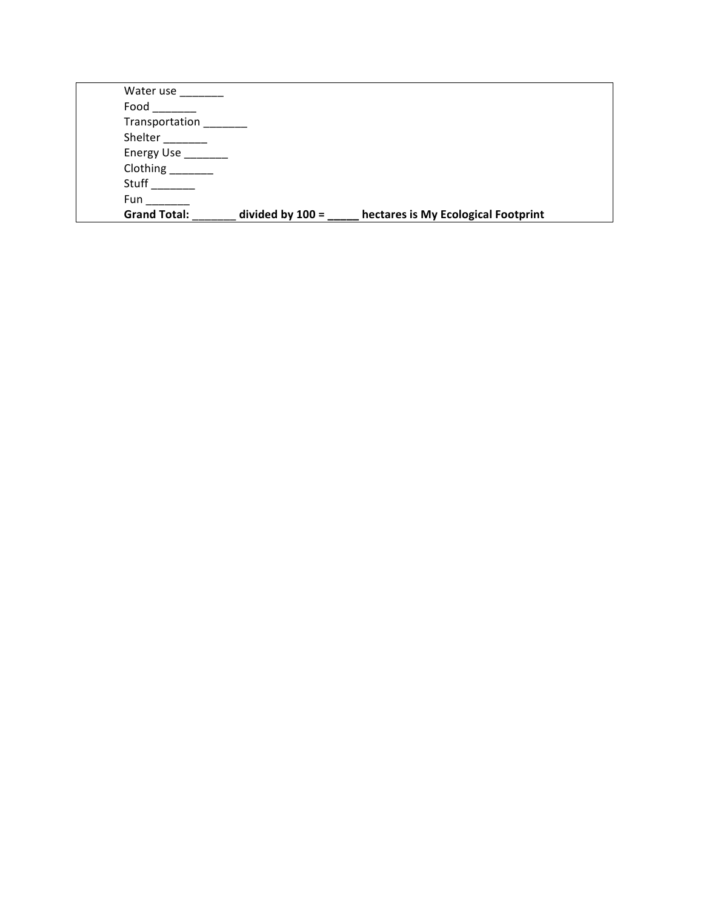Water use _______

Food _______

Transportation _______

Shelter _______

Energy Use _______

Clothing _______

Stuff _______

Fun _______

**Grand Total: _______ divided by 100 = _____ hectares is My Ecological Footprint**